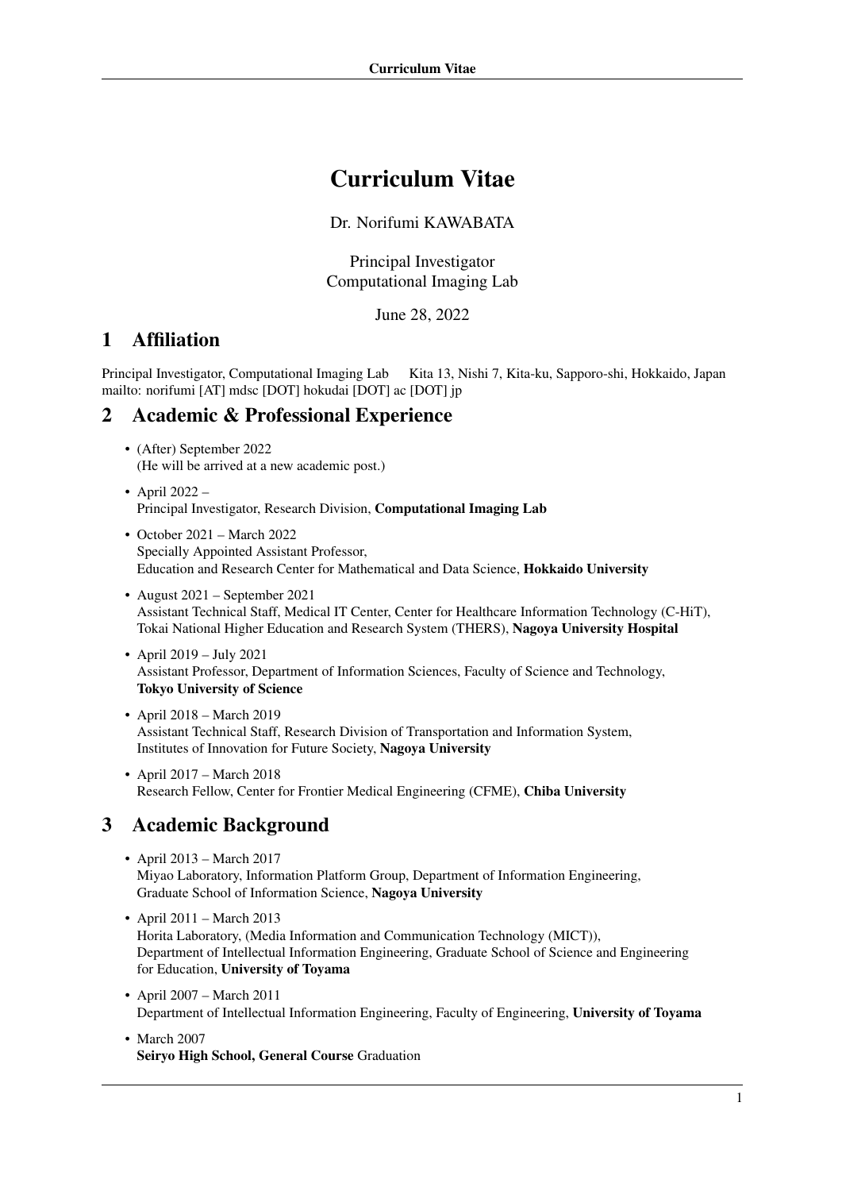# Curriculum Vitae

Dr. Norifumi KAWABATA

Principal Investigator
Computational Imaging Lab

June 28, 2022

## 1 Affiliation

Principal Investigator, Computational Imaging Lab    Kita 13, Nishi 7, Kita-ku, Sapporo-shi, Hokkaido, Japan
mailto: norifumi [AT] mdsc [DOT] hokudai [DOT] ac [DOT] jp

## 2 Academic & Professional Experience

- (After) September 2022
  (He will be arrived at a new academic post.)
- April 2022 –
  Principal Investigator, Research Division, **Computational Imaging Lab**
- October 2021 – March 2022
  Specially Appointed Assistant Professor,
  Education and Research Center for Mathematical and Data Science, **Hokkaido University**
- August 2021 – September 2021
  Assistant Technical Staff, Medical IT Center, Center for Healthcare Information Technology (C-HiT),
  Tokai National Higher Education and Research System (THERS), **Nagoya University Hospital**
- April 2019 – July 2021
  Assistant Professor, Department of Information Sciences, Faculty of Science and Technology,
  **Tokyo University of Science**
- April 2018 – March 2019
  Assistant Technical Staff, Research Division of Transportation and Information System,
  Institutes of Innovation for Future Society, **Nagoya University**
- April 2017 – March 2018
  Research Fellow, Center for Frontier Medical Engineering (CFME), **Chiba University**

## 3 Academic Background

- April 2013 – March 2017
  Miyao Laboratory, Information Platform Group, Department of Information Engineering,
  Graduate School of Information Science, **Nagoya University**
- April 2011 – March 2013
  Horita Laboratory, (Media Information and Communication Technology (MICT)),
  Department of Intellectual Information Engineering, Graduate School of Science and Engineering
  for Education, **University of Toyama**
- April 2007 – March 2011
  Department of Intellectual Information Engineering, Faculty of Engineering, **University of Toyama**
- March 2007
  **Seiryo High School, General Course** Graduation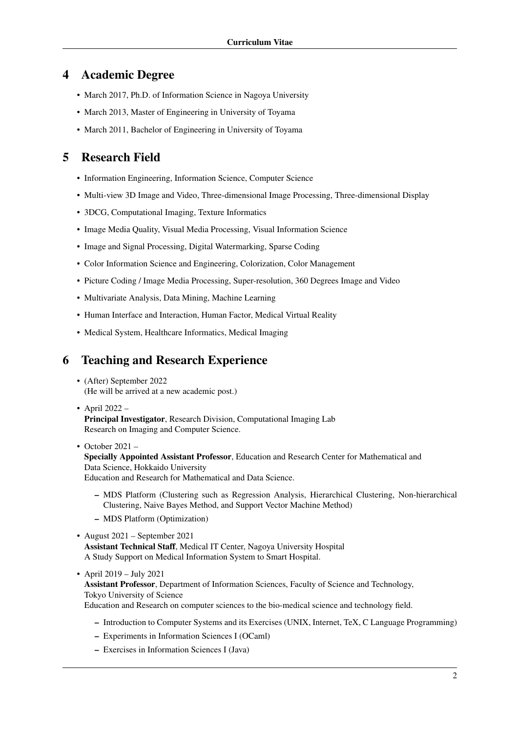## 4 Academic Degree

- March 2017, Ph.D. of Information Science in Nagoya University
- March 2013, Master of Engineering in University of Toyama
- March 2011, Bachelor of Engineering in University of Toyama

## 5 Research Field

- Information Engineering, Information Science, Computer Science
- Multi-view 3D Image and Video, Three-dimensional Image Processing, Three-dimensional Display
- 3DCG, Computational Imaging, Texture Informatics
- Image Media Quality, Visual Media Processing, Visual Information Science
- Image and Signal Processing, Digital Watermarking, Sparse Coding
- Color Information Science and Engineering, Colorization, Color Management
- Picture Coding / Image Media Processing, Super-resolution, 360 Degrees Image and Video
- Multivariate Analysis, Data Mining, Machine Learning
- Human Interface and Interaction, Human Factor, Medical Virtual Reality
- Medical System, Healthcare Informatics, Medical Imaging

## 6 Teaching and Research Experience

- (After) September 2022
  (He will be arrived at a new academic post.)
- April 2022 –
  **Principal Investigator**, Research Division, Computational Imaging Lab
  Research on Imaging and Computer Science.
- October 2021 –
  **Specially Appointed Assistant Professor**, Education and Research Center for Mathematical and Data Science, Hokkaido University
  Education and Research for Mathematical and Data Science.
  - MDS Platform (Clustering such as Regression Analysis, Hierarchical Clustering, Non-hierarchical Clustering, Naive Bayes Method, and Support Vector Machine Method)
  - MDS Platform (Optimization)
- August 2021 – September 2021
  **Assistant Technical Staff**, Medical IT Center, Nagoya University Hospital
  A Study Support on Medical Information System to Smart Hospital.
- April 2019 – July 2021
  **Assistant Professor**, Department of Information Sciences, Faculty of Science and Technology, Tokyo University of Science
  Education and Research on computer sciences to the bio-medical science and technology field.
  - Introduction to Computer Systems and its Exercises (UNIX, Internet, TeX, C Language Programming)
  - Experiments in Information Sciences I (OCaml)
  - Exercises in Information Sciences I (Java)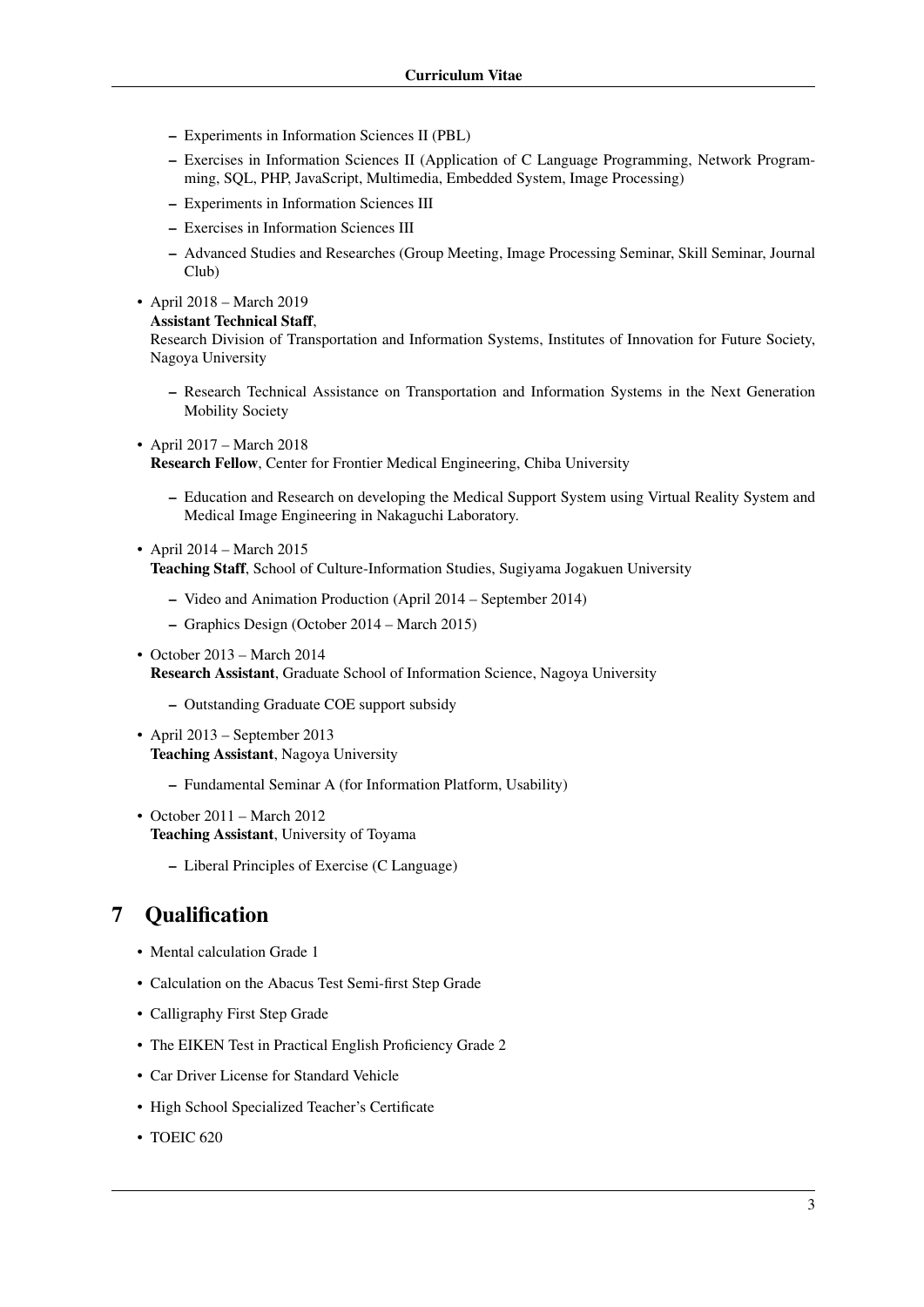- Experiments in Information Sciences II (PBL)
  - Exercises in Information Sciences II (Application of C Language Programming, Network Programming, SQL, PHP, JavaScript, Multimedia, Embedded System, Image Processing)
  - Experiments in Information Sciences III
  - Exercises in Information Sciences III
  - Advanced Studies and Researches (Group Meeting, Image Processing Seminar, Skill Seminar, Journal Club)

- April 2018 – March 2019
  **Assistant Technical Staff**,
  Research Division of Transportation and Information Systems, Institutes of Innovation for Future Society, Nagoya University
  - Research Technical Assistance on Transportation and Information Systems in the Next Generation Mobility Society

- April 2017 – March 2018
  **Research Fellow**, Center for Frontier Medical Engineering, Chiba University
  - Education and Research on developing the Medical Support System using Virtual Reality System and Medical Image Engineering in Nakaguchi Laboratory.

- April 2014 – March 2015
  **Teaching Staff**, School of Culture-Information Studies, Sugiyama Jogakuen University
  - Video and Animation Production (April 2014 – September 2014)
  - Graphics Design (October 2014 – March 2015)

- October 2013 – March 2014
  **Research Assistant**, Graduate School of Information Science, Nagoya University
  - Outstanding Graduate COE support subsidy

- April 2013 – September 2013
  **Teaching Assistant**, Nagoya University
  - Fundamental Seminar A (for Information Platform, Usability)

- October 2011 – March 2012
  **Teaching Assistant**, University of Toyama
  - Liberal Principles of Exercise (C Language)

## 7 Qualification

- Mental calculation Grade 1
- Calculation on the Abacus Test Semi-first Step Grade
- Calligraphy First Step Grade
- The EIKEN Test in Practical English Proficiency Grade 2
- Car Driver License for Standard Vehicle
- High School Specialized Teacher's Certificate
- TOEIC 620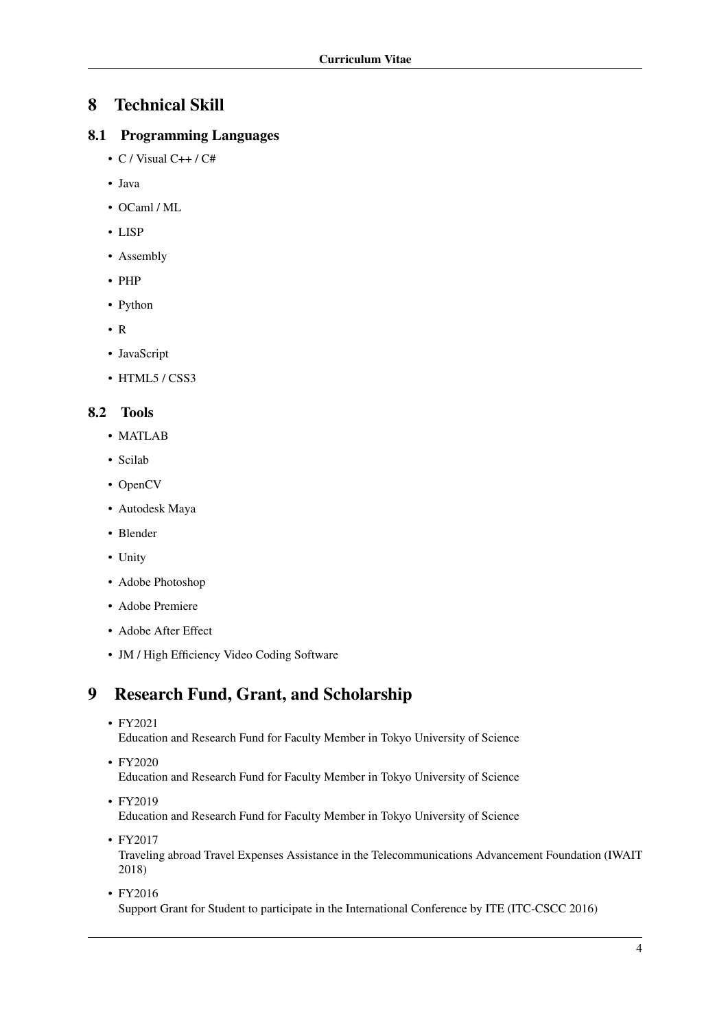# 8 Technical Skill

## 8.1 Programming Languages

- C / Visual C++ / C#
- Java
- OCaml / ML
- LISP
- Assembly
- PHP
- Python
- R
- JavaScript
- HTML5 / CSS3

## 8.2 Tools

- MATLAB
- Scilab
- OpenCV
- Autodesk Maya
- Blender
- Unity
- Adobe Photoshop
- Adobe Premiere
- Adobe After Effect
- JM / High Efficiency Video Coding Software

# 9 Research Fund, Grant, and Scholarship

- FY2021
  Education and Research Fund for Faculty Member in Tokyo University of Science
- FY2020
  Education and Research Fund for Faculty Member in Tokyo University of Science
- FY2019
  Education and Research Fund for Faculty Member in Tokyo University of Science
- FY2017
  Traveling abroad Travel Expenses Assistance in the Telecommunications Advancement Foundation (IWAIT 2018)
- FY2016
  Support Grant for Student to participate in the International Conference by ITE (ITC-CSCC 2016)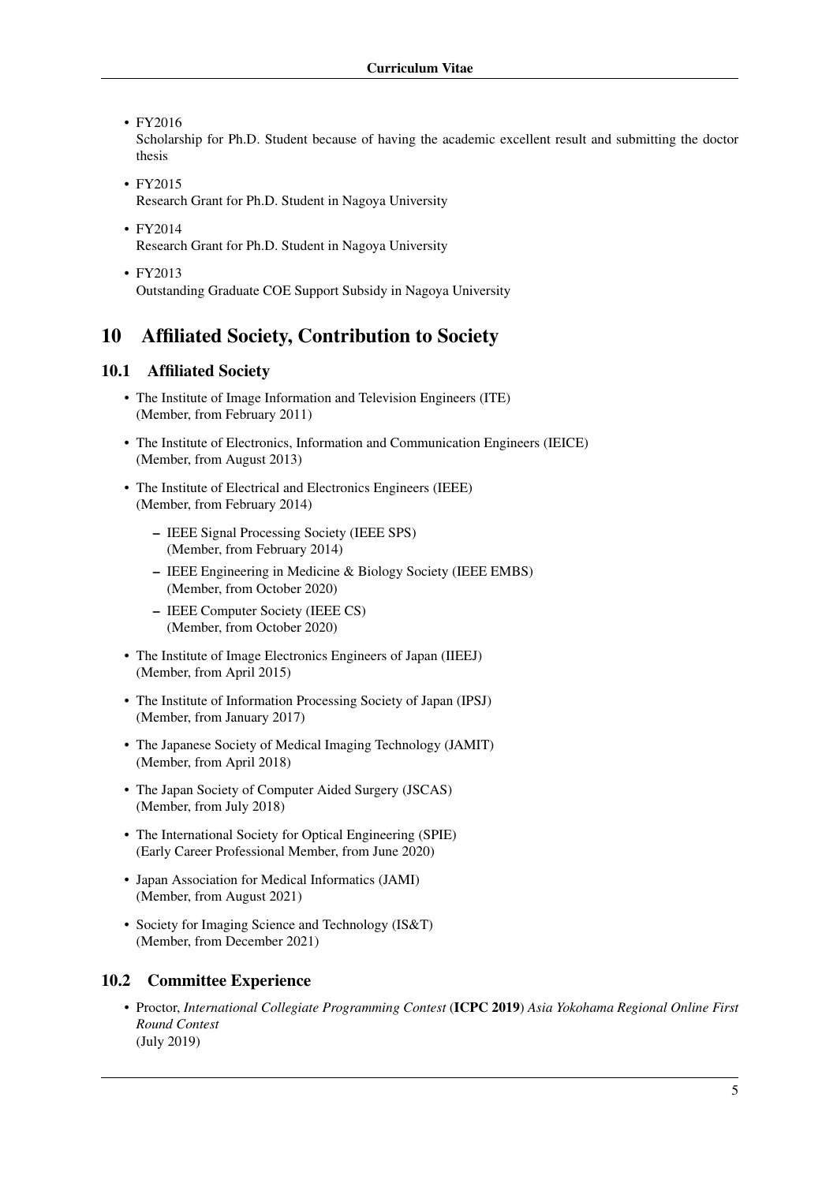- FY2016
  Scholarship for Ph.D. Student because of having the academic excellent result and submitting the doctor thesis
- FY2015
  Research Grant for Ph.D. Student in Nagoya University
- FY2014
  Research Grant for Ph.D. Student in Nagoya University
- FY2013
  Outstanding Graduate COE Support Subsidy in Nagoya University

# 10 Affiliated Society, Contribution to Society

## 10.1 Affiliated Society

- The Institute of Image Information and Television Engineers (ITE)
  (Member, from February 2011)
- The Institute of Electronics, Information and Communication Engineers (IEICE)
  (Member, from August 2013)
- The Institute of Electrical and Electronics Engineers (IEEE)
  (Member, from February 2014)
  - IEEE Signal Processing Society (IEEE SPS)
    (Member, from February 2014)
  - IEEE Engineering in Medicine & Biology Society (IEEE EMBS)
    (Member, from October 2020)
  - IEEE Computer Society (IEEE CS)
    (Member, from October 2020)
- The Institute of Image Electronics Engineers of Japan (IIEEJ)
  (Member, from April 2015)
- The Institute of Information Processing Society of Japan (IPSJ)
  (Member, from January 2017)
- The Japanese Society of Medical Imaging Technology (JAMIT)
  (Member, from April 2018)
- The Japan Society of Computer Aided Surgery (JSCAS)
  (Member, from July 2018)
- The International Society for Optical Engineering (SPIE)
  (Early Career Professional Member, from June 2020)
- Japan Association for Medical Informatics (JAMI)
  (Member, from August 2021)
- Society for Imaging Science and Technology (IS&T)
  (Member, from December 2021)

## 10.2 Committee Experience

- Proctor, *International Collegiate Programming Contest* (**ICPC 2019**) *Asia Yokohama Regional Online First Round Contest*
  (July 2019)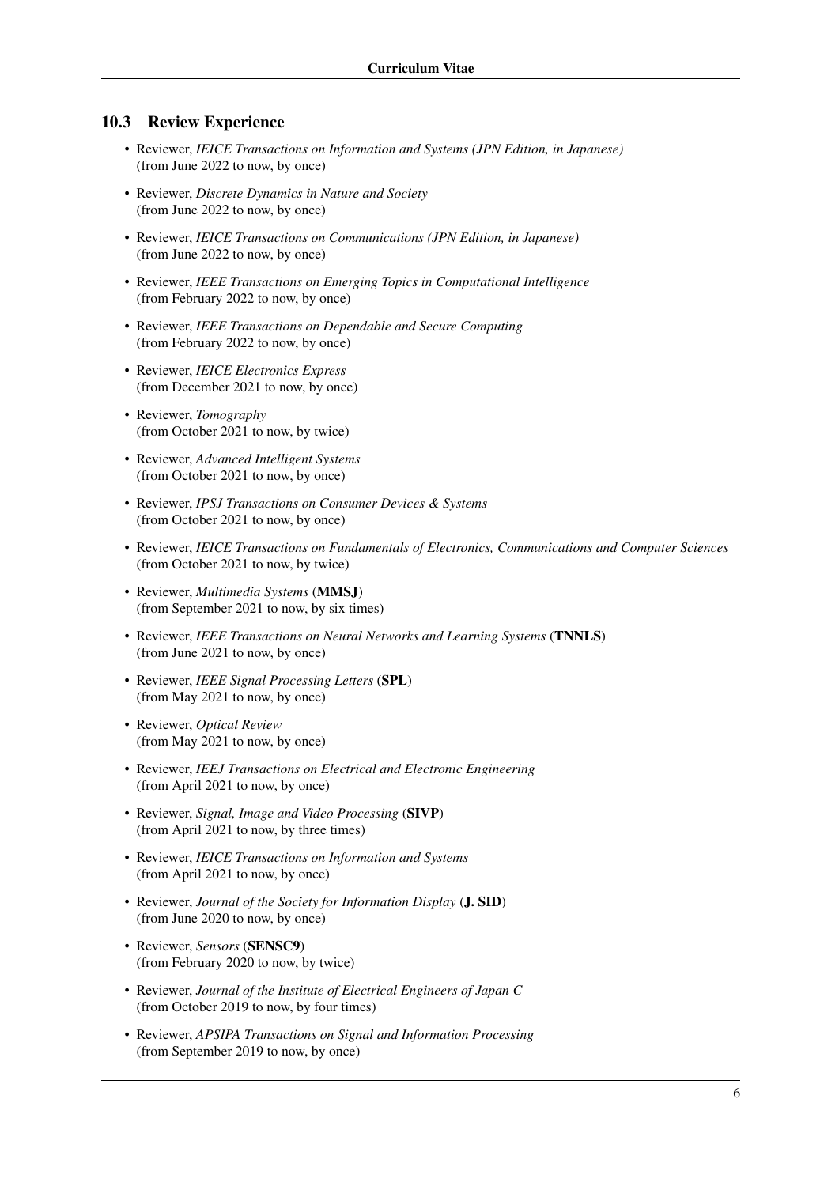### 10.3 Review Experience

- Reviewer, *IEICE Transactions on Information and Systems (JPN Edition, in Japanese)*
  (from June 2022 to now, by once)
- Reviewer, *Discrete Dynamics in Nature and Society*
  (from June 2022 to now, by once)
- Reviewer, *IEICE Transactions on Communications (JPN Edition, in Japanese)*
  (from June 2022 to now, by once)
- Reviewer, *IEEE Transactions on Emerging Topics in Computational Intelligence*
  (from February 2022 to now, by once)
- Reviewer, *IEEE Transactions on Dependable and Secure Computing*
  (from February 2022 to now, by once)
- Reviewer, *IEICE Electronics Express*
  (from December 2021 to now, by once)
- Reviewer, *Tomography*
  (from October 2021 to now, by twice)
- Reviewer, *Advanced Intelligent Systems*
  (from October 2021 to now, by once)
- Reviewer, *IPSJ Transactions on Consumer Devices & Systems*
  (from October 2021 to now, by once)
- Reviewer, *IEICE Transactions on Fundamentals of Electronics, Communications and Computer Sciences*
  (from October 2021 to now, by twice)
- Reviewer, *Multimedia Systems* (**MMSJ**)
  (from September 2021 to now, by six times)
- Reviewer, *IEEE Transactions on Neural Networks and Learning Systems* (**TNNLS**)
  (from June 2021 to now, by once)
- Reviewer, *IEEE Signal Processing Letters* (**SPL**)
  (from May 2021 to now, by once)
- Reviewer, *Optical Review*
  (from May 2021 to now, by once)
- Reviewer, *IEEJ Transactions on Electrical and Electronic Engineering*
  (from April 2021 to now, by once)
- Reviewer, *Signal, Image and Video Processing* (**SIVP**)
  (from April 2021 to now, by three times)
- Reviewer, *IEICE Transactions on Information and Systems*
  (from April 2021 to now, by once)
- Reviewer, *Journal of the Society for Information Display* (**J. SID**)
  (from June 2020 to now, by once)
- Reviewer, *Sensors* (**SENSC9**)
  (from February 2020 to now, by twice)
- Reviewer, *Journal of the Institute of Electrical Engineers of Japan C*
  (from October 2019 to now, by four times)
- Reviewer, *APSIPA Transactions on Signal and Information Processing*
  (from September 2019 to now, by once)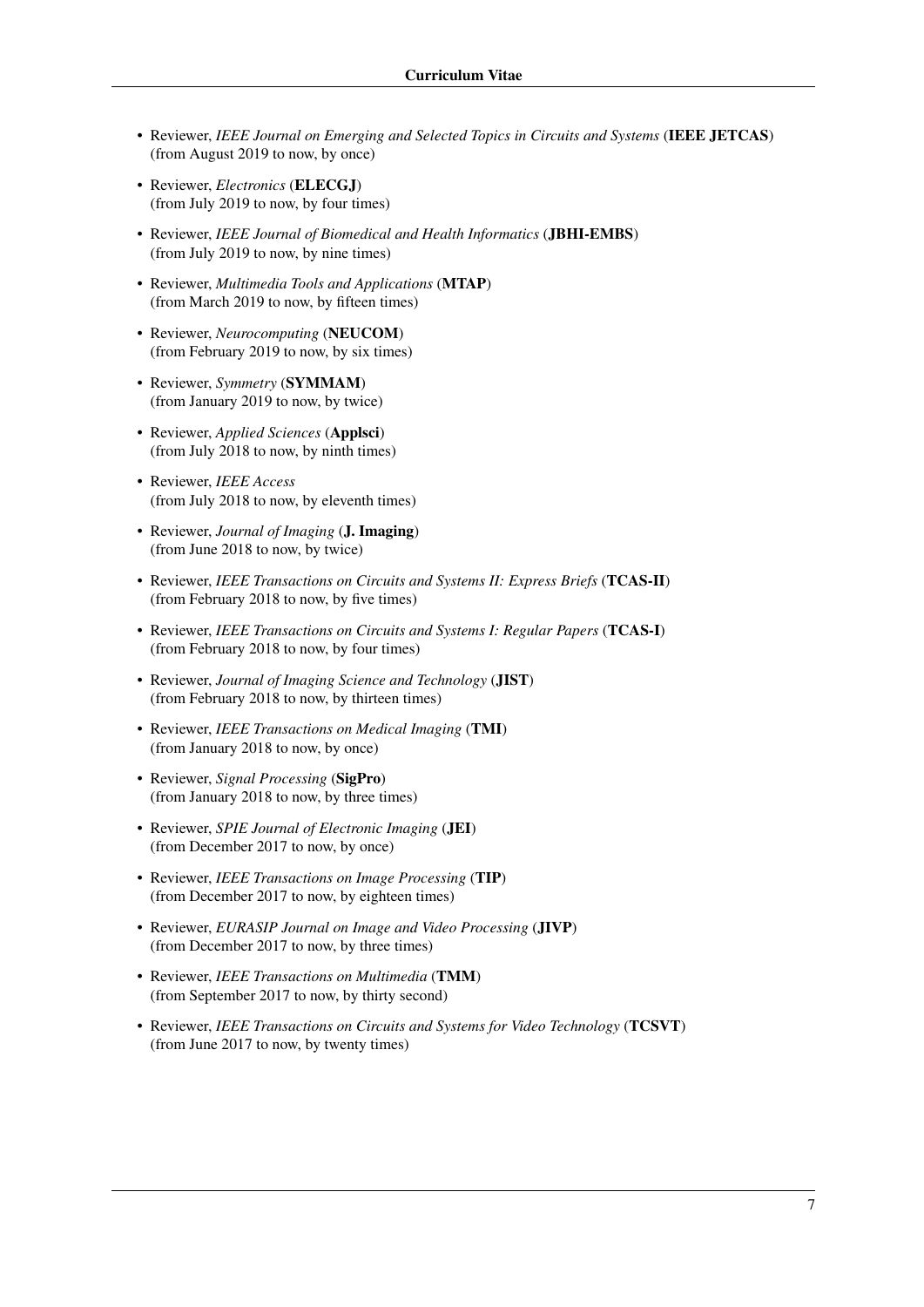- Reviewer, *IEEE Journal on Emerging and Selected Topics in Circuits and Systems* (**IEEE JETCAS**)
  (from August 2019 to now, by once)

- Reviewer, *Electronics* (**ELECGJ**)
  (from July 2019 to now, by four times)

- Reviewer, *IEEE Journal of Biomedical and Health Informatics* (**JBHI-EMBS**)
  (from July 2019 to now, by nine times)

- Reviewer, *Multimedia Tools and Applications* (**MTAP**)
  (from March 2019 to now, by fifteen times)

- Reviewer, *Neurocomputing* (**NEUCOM**)
  (from February 2019 to now, by six times)

- Reviewer, *Symmetry* (**SYMMAM**)
  (from January 2019 to now, by twice)

- Reviewer, *Applied Sciences* (**Applsci**)
  (from July 2018 to now, by ninth times)

- Reviewer, *IEEE Access*
  (from July 2018 to now, by eleventh times)

- Reviewer, *Journal of Imaging* (**J. Imaging**)
  (from June 2018 to now, by twice)

- Reviewer, *IEEE Transactions on Circuits and Systems II: Express Briefs* (**TCAS-II**)
  (from February 2018 to now, by five times)

- Reviewer, *IEEE Transactions on Circuits and Systems I: Regular Papers* (**TCAS-I**)
  (from February 2018 to now, by four times)

- Reviewer, *Journal of Imaging Science and Technology* (**JIST**)
  (from February 2018 to now, by thirteen times)

- Reviewer, *IEEE Transactions on Medical Imaging* (**TMI**)
  (from January 2018 to now, by once)

- Reviewer, *Signal Processing* (**SigPro**)
  (from January 2018 to now, by three times)

- Reviewer, *SPIE Journal of Electronic Imaging* (**JEI**)
  (from December 2017 to now, by once)

- Reviewer, *IEEE Transactions on Image Processing* (**TIP**)
  (from December 2017 to now, by eighteen times)

- Reviewer, *EURASIP Journal on Image and Video Processing* (**JIVP**)
  (from December 2017 to now, by three times)

- Reviewer, *IEEE Transactions on Multimedia* (**TMM**)
  (from September 2017 to now, by thirty second)

- Reviewer, *IEEE Transactions on Circuits and Systems for Video Technology* (**TCSVT**)
  (from June 2017 to now, by twenty times)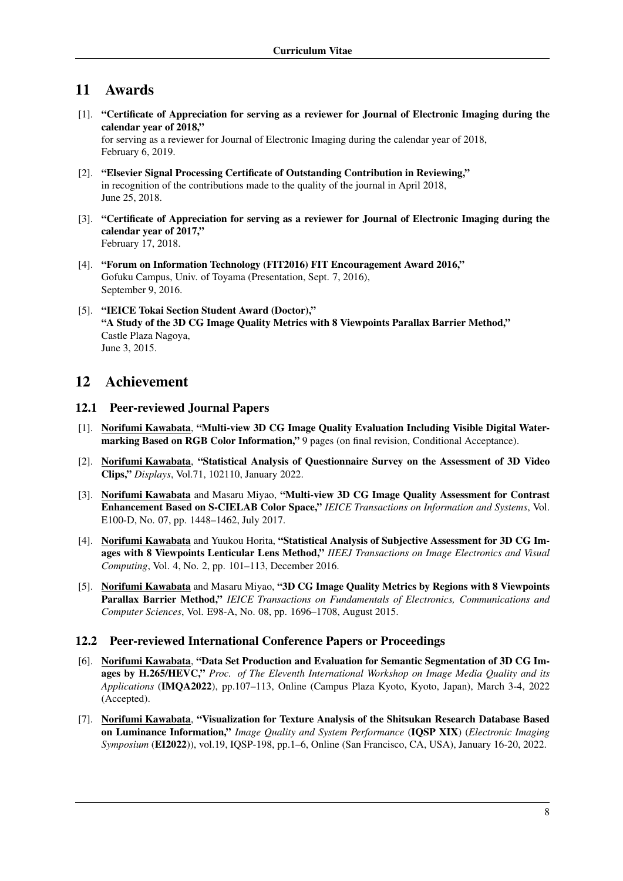## 11 Awards

[1]. **"Certificate of Appreciation for serving as a reviewer for Journal of Electronic Imaging during the calendar year of 2018,"**
for serving as a reviewer for Journal of Electronic Imaging during the calendar year of 2018,
February 6, 2019.

[2]. **"Elsevier Signal Processing Certificate of Outstanding Contribution in Reviewing,"**
in recognition of the contributions made to the quality of the journal in April 2018,
June 25, 2018.

[3]. **"Certificate of Appreciation for serving as a reviewer for Journal of Electronic Imaging during the calendar year of 2017,"**
February 17, 2018.

[4]. **"Forum on Information Technology (FIT2016) FIT Encouragement Award 2016,"**
Gofuku Campus, Univ. of Toyama (Presentation, Sept. 7, 2016),
September 9, 2016.

[5]. **"IEICE Tokai Section Student Award (Doctor),"**
**"A Study of the 3D CG Image Quality Metrics with 8 Viewpoints Parallax Barrier Method,"**
Castle Plaza Nagoya,
June 3, 2015.

## 12 Achievement

### 12.1 Peer-reviewed Journal Papers

[1]. **Norifumi Kawabata**, **"Multi-view 3D CG Image Quality Evaluation Including Visible Digital Watermarking Based on RGB Color Information,"** 9 pages (on final revision, Conditional Acceptance).

[2]. **Norifumi Kawabata**, **"Statistical Analysis of Questionnaire Survey on the Assessment of 3D Video Clips,"** *Displays*, Vol.71, 102110, January 2022.

[3]. **Norifumi Kawabata** and Masaru Miyao, **"Multi-view 3D CG Image Quality Assessment for Contrast Enhancement Based on S-CIELAB Color Space,"** *IEICE Transactions on Information and Systems*, Vol. E100-D, No. 07, pp. 1448–1462, July 2017.

[4]. **Norifumi Kawabata** and Yuukou Horita, **"Statistical Analysis of Subjective Assessment for 3D CG Images with 8 Viewpoints Lenticular Lens Method,"** *IIEEJ Transactions on Image Electronics and Visual Computing*, Vol. 4, No. 2, pp. 101–113, December 2016.

[5]. **Norifumi Kawabata** and Masaru Miyao, **"3D CG Image Quality Metrics by Regions with 8 Viewpoints Parallax Barrier Method,"** *IEICE Transactions on Fundamentals of Electronics, Communications and Computer Sciences*, Vol. E98-A, No. 08, pp. 1696–1708, August 2015.

### 12.2 Peer-reviewed International Conference Papers or Proceedings

[6]. **Norifumi Kawabata**, **"Data Set Production and Evaluation for Semantic Segmentation of 3D CG Images by H.265/HEVC,"** *Proc. of The Eleventh International Workshop on Image Media Quality and its Applications* (**IMQA2022**), pp.107–113, Online (Campus Plaza Kyoto, Kyoto, Japan), March 3-4, 2022 (Accepted).

[7]. **Norifumi Kawabata**, **"Visualization for Texture Analysis of the Shitsukan Research Database Based on Luminance Information,"** *Image Quality and System Performance* (**IQSP XIX**) (*Electronic Imaging Symposium* (**EI2022**)), vol.19, IQSP-198, pp.1–6, Online (San Francisco, CA, USA), January 16-20, 2022.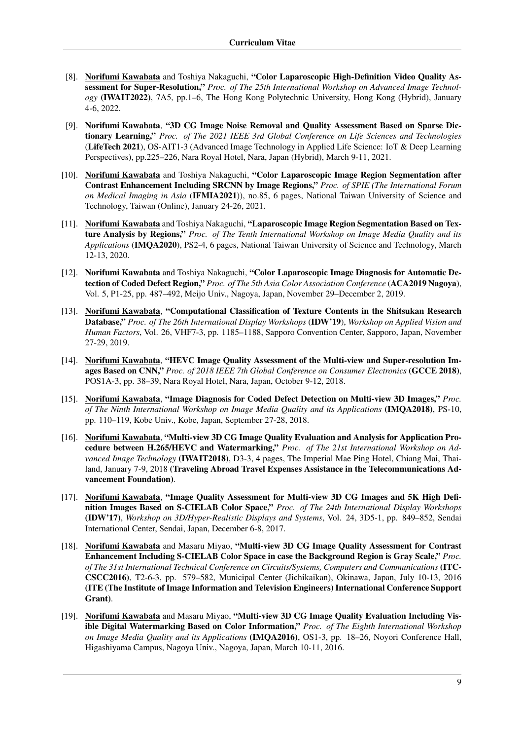[8]. <u>**Norifumi Kawabata**</u> and Toshiya Nakaguchi, **"Color Laparoscopic High-Definition Video Quality Assessment for Super-Resolution,"** *Proc. of The 25th International Workshop on Advanced Image Technology* (**IWAIT2022**), 7A5, pp.1–6, The Hong Kong Polytechnic University, Hong Kong (Hybrid), January 4-6, 2022.

[9]. <u>**Norifumi Kawabata**</u>, **"3D CG Image Noise Removal and Quality Assessment Based on Sparse Dictionary Learning,"** *Proc. of The 2021 IEEE 3rd Global Conference on Life Sciences and Technologies* (**LifeTech 2021**), OS-AIT1-3 (Advanced Image Technology in Applied Life Science: IoT & Deep Learning Perspectives), pp.225–226, Nara Royal Hotel, Nara, Japan (Hybrid), March 9-11, 2021.

[10]. <u>**Norifumi Kawabata**</u> and Toshiya Nakaguchi, **"Color Laparoscopic Image Region Segmentation after Contrast Enhancement Including SRCNN by Image Regions,"** *Proc. of SPIE (The International Forum on Medical Imaging in Asia* (**IFMIA2021**)), no.85, 6 pages, National Taiwan University of Science and Technology, Taiwan (Online), January 24-26, 2021.

[11]. <u>**Norifumi Kawabata**</u> and Toshiya Nakaguchi, **"Laparoscopic Image Region Segmentation Based on Texture Analysis by Regions,"** *Proc. of The Tenth International Workshop on Image Media Quality and its Applications* (**IMQA2020**), PS2-4, 6 pages, National Taiwan University of Science and Technology, March 12-13, 2020.

[12]. <u>**Norifumi Kawabata**</u> and Toshiya Nakaguchi, **"Color Laparoscopic Image Diagnosis for Automatic Detection of Coded Defect Region,"** *Proc. of The 5th Asia Color Association Conference* (**ACA2019 Nagoya**), Vol. 5, P1-25, pp. 487–492, Meijo Univ., Nagoya, Japan, November 29–December 2, 2019.

[13]. <u>**Norifumi Kawabata**</u>, **"Computational Classification of Texture Contents in the Shitsukan Research Database,"** *Proc. of The 26th International Display Workshops* (**IDW'19**), *Workshop on Applied Vision and Human Factors*, Vol. 26, VHF7-3, pp. 1185–1188, Sapporo Convention Center, Sapporo, Japan, November 27-29, 2019.

[14]. <u>**Norifumi Kawabata**</u>, **"HEVC Image Quality Assessment of the Multi-view and Super-resolution Images Based on CNN,"** *Proc. of 2018 IEEE 7th Global Conference on Consumer Electronics* (**GCCE 2018**), POS1A-3, pp. 38–39, Nara Royal Hotel, Nara, Japan, October 9-12, 2018.

[15]. <u>**Norifumi Kawabata**</u>, **"Image Diagnosis for Coded Defect Detection on Multi-view 3D Images,"** *Proc. of The Ninth International Workshop on Image Media Quality and its Applications* (**IMQA2018**), PS-10, pp. 110–119, Kobe Univ., Kobe, Japan, September 27-28, 2018.

[16]. <u>**Norifumi Kawabata**</u>, **"Multi-view 3D CG Image Quality Evaluation and Analysis for Application Procedure between H.265/HEVC and Watermarking,"** *Proc. of The 21st International Workshop on Advanced Image Technology* (**IWAIT2018**), D3-3, 4 pages, The Imperial Mae Ping Hotel, Chiang Mai, Thailand, January 7-9, 2018 (**Traveling Abroad Travel Expenses Assistance in the Telecommunications Advancement Foundation**).

[17]. <u>**Norifumi Kawabata**</u>, **"Image Quality Assessment for Multi-view 3D CG Images and 5K High Definition Images Based on S-CIELAB Color Space,"** *Proc. of The 24th International Display Workshops* (**IDW'17**), *Workshop on 3D/Hyper-Realistic Displays and Systems*, Vol. 24, 3D5-1, pp. 849–852, Sendai International Center, Sendai, Japan, December 6-8, 2017.

[18]. <u>**Norifumi Kawabata**</u> and Masaru Miyao, **"Multi-view 3D CG Image Quality Assessment for Contrast Enhancement Including S-CIELAB Color Space in case the Background Region is Gray Scale,"** *Proc. of The 31st International Technical Conference on Circuits/Systems, Computers and Communications* (**ITC-CSCC2016**), T2-6-3, pp. 579–582, Municipal Center (Jichikaikan), Okinawa, Japan, July 10-13, 2016 (**ITE (The Institute of Image Information and Television Engineers) International Conference Support Grant**).

[19]. <u>**Norifumi Kawabata**</u> and Masaru Miyao, **"Multi-view 3D CG Image Quality Evaluation Including Visible Digital Watermarking Based on Color Information,"** *Proc. of The Eighth International Workshop on Image Media Quality and its Applications* (**IMQA2016**), OS1-3, pp. 18–26, Noyori Conference Hall, Higashiyama Campus, Nagoya Univ., Nagoya, Japan, March 10-11, 2016.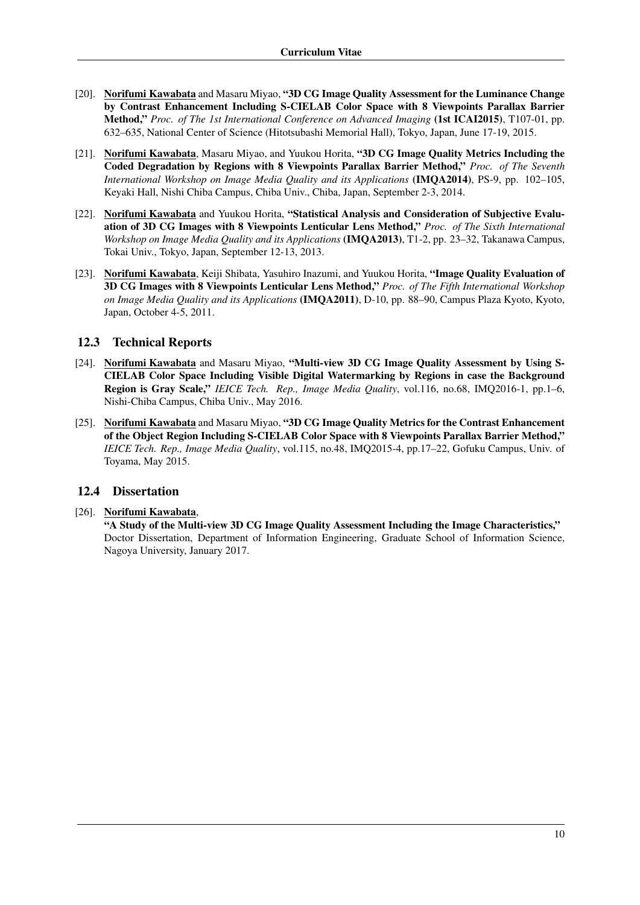[20]. **Norifumi Kawabata** and Masaru Miyao, **"3D CG Image Quality Assessment for the Luminance Change by Contrast Enhancement Including S-CIELAB Color Space with 8 Viewpoints Parallax Barrier Method,"** *Proc. of The 1st International Conference on Advanced Imaging* (**1st ICAI2015**), T107-01, pp. 632–635, National Center of Science (Hitotsubashi Memorial Hall), Tokyo, Japan, June 17-19, 2015.

[21]. **Norifumi Kawabata**, Masaru Miyao, and Yuukou Horita, **"3D CG Image Quality Metrics Including the Coded Degradation by Regions with 8 Viewpoints Parallax Barrier Method,"** *Proc. of The Seventh International Workshop on Image Media Quality and its Applications* (**IMQA2014**), PS-9, pp. 102–105, Keyaki Hall, Nishi Chiba Campus, Chiba Univ., Chiba, Japan, September 2-3, 2014.

[22]. **Norifumi Kawabata** and Yuukou Horita, **"Statistical Analysis and Consideration of Subjective Evaluation of 3D CG Images with 8 Viewpoints Lenticular Lens Method,"** *Proc. of The Sixth International Workshop on Image Media Quality and its Applications* (**IMQA2013**), T1-2, pp. 23–32, Takanawa Campus, Tokai Univ., Tokyo, Japan, September 12-13, 2013.

[23]. **Norifumi Kawabata**, Keiji Shibata, Yasuhiro Inazumi, and Yuukou Horita, **"Image Quality Evaluation of 3D CG Images with 8 Viewpoints Lenticular Lens Method,"** *Proc. of The Fifth International Workshop on Image Media Quality and its Applications* (**IMQA2011**), D-10, pp. 88–90, Campus Plaza Kyoto, Kyoto, Japan, October 4-5, 2011.

## 12.3 Technical Reports

[24]. **Norifumi Kawabata** and Masaru Miyao, **"Multi-view 3D CG Image Quality Assessment by Using S-CIELAB Color Space Including Visible Digital Watermarking by Regions in case the Background Region is Gray Scale,"** *IEICE Tech. Rep., Image Media Quality*, vol.116, no.68, IMQ2016-1, pp.1–6, Nishi-Chiba Campus, Chiba Univ., May 2016.

[25]. **Norifumi Kawabata** and Masaru Miyao, **"3D CG Image Quality Metrics for the Contrast Enhancement of the Object Region Including S-CIELAB Color Space with 8 Viewpoints Parallax Barrier Method,"** *IEICE Tech. Rep., Image Media Quality*, vol.115, no.48, IMQ2015-4, pp.17–22, Gofuku Campus, Univ. of Toyama, May 2015.

## 12.4 Dissertation

[26]. **Norifumi Kawabata**,
**"A Study of the Multi-view 3D CG Image Quality Assessment Including the Image Characteristics,"** Doctor Dissertation, Department of Information Engineering, Graduate School of Information Science, Nagoya University, January 2017.